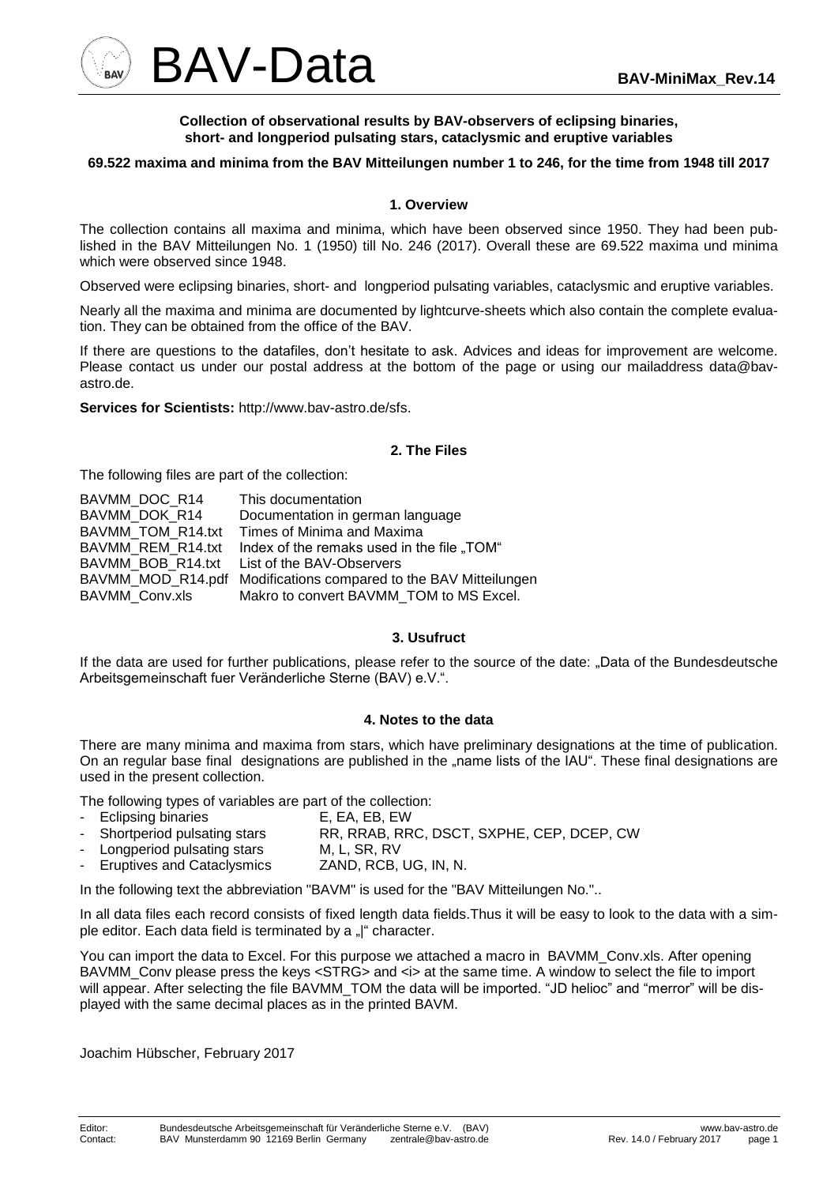# BAV-Data

**BAV-MiniMax_Rev.14**

**Collection of observational results by BAV-observers of eclipsing binaries, short- and longperiod pulsating stars, cataclysmic and eruptive variables**

**69.522 maxima and minima from the BAV Mitteilungen number 1 to 246, for the time from 1948 till 2017**

## 1. Overview

The collection contains all maxima and minima, which have been observed since 1950. They had been published in the BAV Mitteilungen No. 1 (1950) till No. 246 (2017). Overall these are 69.522 maxima und minima which were observed since 1948.

Observed were eclipsing binaries, short- and longperiod pulsating variables, cataclysmic and eruptive variables.

Nearly all the maxima and minima are documented by lightcurve-sheets which also contain the complete evaluation. They can be obtained from the office of the BAV.

If there are questions to the datafiles, don't hesitate to ask. Advices and ideas for improvement are welcome. Please contact us under our postal address at the bottom of the page or using our mailaddress data@bav-astro.de.

**Services for Scientists:** http://www.bav-astro.de/sfs.

## 2. The Files

The following files are part of the collection:

| | |
|---|---|
| BAVMM_DOC_R14 | This documentation |
| BAVMM_DOK_R14 | Documentation in german language |
| BAVMM_TOM_R14.txt | Times of Minima and Maxima |
| BAVMM_REM_R14.txt | Index of the remaks used in the file „TOM" |
| BAVMM_BOB_R14.txt | List of the BAV-Observers |
| BAVMM_MOD_R14.pdf | Modifications compared to the BAV Mitteilungen |
| BAVMM_Conv.xls | Makro to convert BAVMM_TOM to MS Excel. |

## 3. Usufruct

If the data are used for further publications, please refer to the source of the date: „Data of the Bundesdeutsche Arbeitsgemeinschaft fuer Veränderliche Sterne (BAV) e.V.".

## 4. Notes to the data

There are many minima and maxima from stars, which have preliminary designations at the time of publication. On an regular base final designations are published in the „name lists of the IAU". These final designations are used in the present collection.

The following types of variables are part of the collection:

- Eclipsing binaries: E, EA, EB, EW
- Shortperiod pulsating stars: RR, RRAB, RRC, DSCT, SXPHE, CEP, DCEP, CW
- Longperiod pulsating stars: M, L, SR, RV
- Eruptives and Cataclysmics: ZAND, RCB, UG, IN, N.

In the following text the abbreviation "BAVM" is used for the "BAV Mitteilungen No."..

In all data files each record consists of fixed length data fields.Thus it will be easy to look to the data with a simple editor. Each data field is terminated by a „|" character.

You can import the data to Excel. For this purpose we attached a macro in BAVMM_Conv.xls. After opening BAVMM_Conv please press the keys <STRG> and <i> at the same time. A window to select the file to import will appear. After selecting the file BAVMM_TOM the data will be imported. "JD helioc" and "merror" will be displayed with the same decimal places as in the printed BAVM.

Joachim Hübscher, February 2017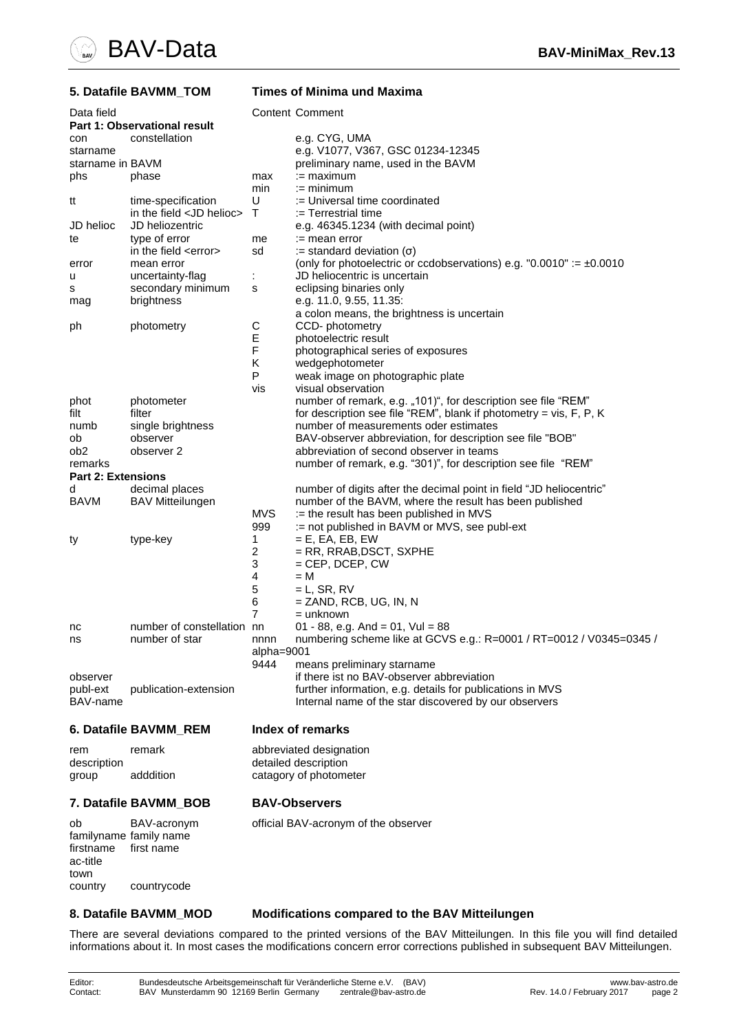## 5. Datafile BAVMM_TOM — Times of Minima und Maxima

| Data field | | Content | Comment |
|---|---|---|---|
| **Part 1: Observational result** | | | |
| con | constellation | | e.g. CYG, UMA |
| starname | | | e.g. V1077, V367, GSC 01234-12345 |
| starname in BAVM | | | preliminary name, used in the BAVM |
| phs | phase | max | := maximum |
| | | min | := minimum |
| tt | time-specification | U | := Universal time coordinated |
| | in the field <JD helioc> | T | := Terrestrial time |
| JD helioc | JD heliozentric | | e.g. 46345.1234 (with decimal point) |
| te | type of error | me | := mean error |
| | in the field <error> | sd | := standard deviation (σ) |
| error | mean error | | (only for photoelectric or ccdobservations) e.g. "0.0010" := ±0.0010 |
| u | uncertainty-flag | : | JD heliocentric is uncertain |
| s | secondary minimum | s | eclipsing binaries only |
| mag | brightness | | e.g. 11.0, 9.55, 11.35: |
| | | | a colon means, the brightness is uncertain |
| ph | photometry | C | CCD- photometry |
| | | E | photoelectric result |
| | | F | photographical series of exposures |
| | | K | wedgephotometer |
| | | P | weak image on photographic plate |
| | | vis | visual observation |
| phot | photometer | | number of remark, e.g. „101)", for description see file "REM" |
| filt | filter | | for description see file "REM", blank if photometry = vis, F, P, K |
| numb | single brightness | | number of measurements oder estimates |
| ob | observer | | BAV-observer abbreviation, for description see file "BOB" |
| ob2 | observer 2 | | abbreviation of second observer in teams |
| remarks | | | number of remark, e.g. "301)", for description see file "REM" |
| **Part 2: Extensions** | | | |
| d | decimal places | | number of digits after the decimal point in field "JD heliocentric" |
| BAVM | BAV Mitteilungen | | number of the BAVM, where the result has been published |
| | | MVS | := the result has been published in MVS |
| | | 999 | := not published in BAVM or MVS, see publ-ext |
| ty | type-key | 1 | = E, EA, EB, EW |
| | | 2 | = RR, RRAB,DSCT, SXPHE |
| | | 3 | = CEP, DCEP, CW |
| | | 4 | = M |
| | | 5 | = L, SR, RV |
| | | 6 | = ZAND, RCB, UG, IN, N |
| | | 7 | = unknown |
| nc | number of constellation | nn | 01 - 88, e.g. And = 01, Vul = 88 |
| ns | number of star | nnnn | numbering scheme like at GCVS e.g.: R=0001 / RT=0012 / V0345=0345 / |
| | | alpha=9001 | |
| | | 9444 | means preliminary starname |
| observer | | | if there ist no BAV-observer abbreviation |
| publ-ext | publication-extension | | further information, e.g. details for publications in MVS |
| BAV-name | | | Internal name of the star discovered by our observers |

## 6. Datafile BAVMM_REM — Index of remarks

| | | |
|---|---|---|
| rem | remark | abbreviated designation |
| description | | detailed description |
| group | adddition | catagory of photometer |

## 7. Datafile BAVMM_BOB — BAV-Observers

| | | |
|---|---|---|
| ob | BAV-acronym | official BAV-acronym of the observer |
| familyname | family name | |
| firstname | first name | |
| ac-title | | |
| town | | |
| country | countrycode | |

## 8. Datafile BAVMM_MOD — Modifications compared to the BAV Mitteilungen

There are several deviations compared to the printed versions of the BAV Mitteilungen. In this file you will find detailed informations about it. In most cases the modifications concern error corrections published in subsequent BAV Mitteilungen.